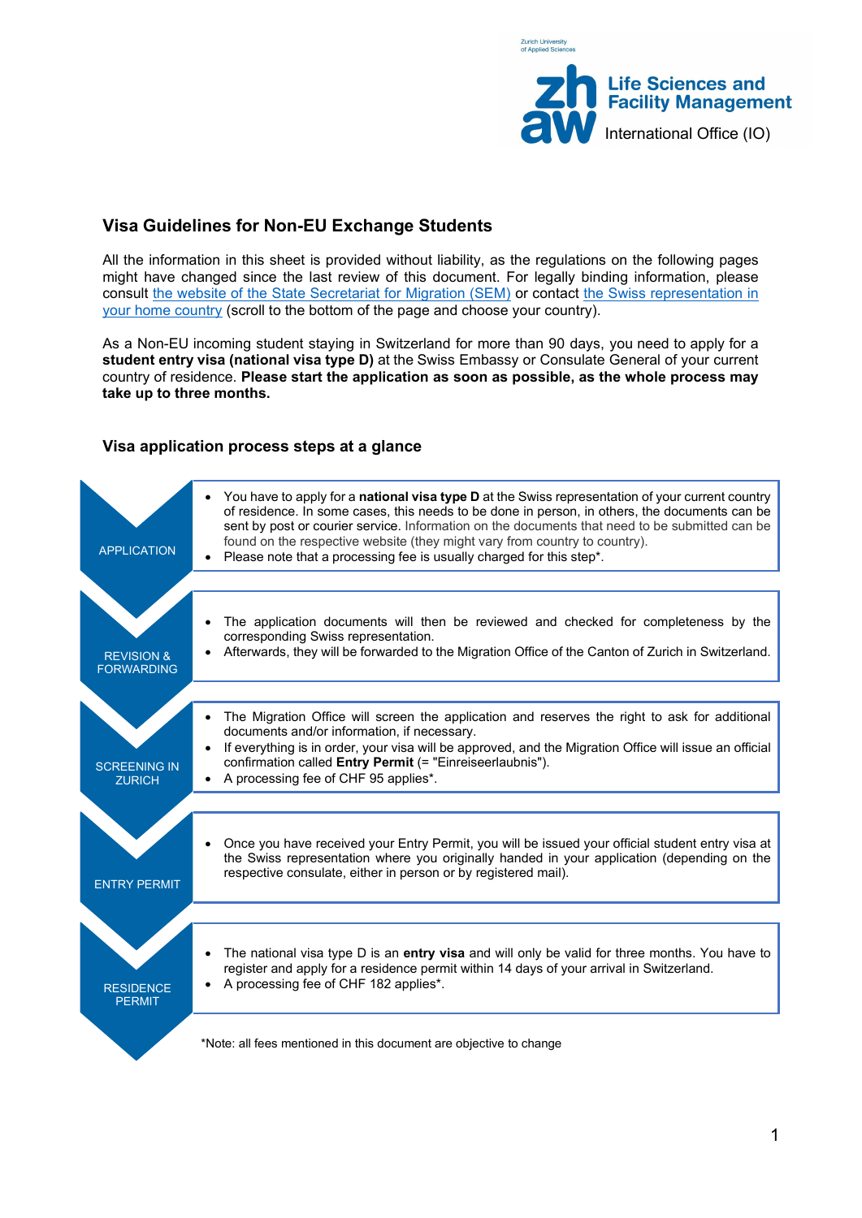Zurich University of Applied Sciences

**Life Sciences and Facility Management**
International Office (IO)

## Visa Guidelines for Non-EU Exchange Students

All the information in this sheet is provided without liability, as the regulations on the following pages might have changed since the last review of this document. For legally binding information, please consult the website of the State Secretariat for Migration (SEM) or contact the Swiss representation in your home country (scroll to the bottom of the page and choose your country).

As a Non-EU incoming student staying in Switzerland for more than 90 days, you need to apply for a **student entry visa (national visa type D)** at the Swiss Embassy or Consulate General of your current country of residence. **Please start the application as soon as possible, as the whole process may take up to three months.**

### Visa application process steps at a glance

**APPLICATION**

- You have to apply for a **national visa type D** at the Swiss representation of your current country of residence. In some cases, this needs to be done in person, in others, the documents can be sent by post or courier service. Information on the documents that need to be submitted can be found on the respective website (they might vary from country to country).
- Please note that a processing fee is usually charged for this step*.

**REVISION & FORWARDING**

- The application documents will then be reviewed and checked for completeness by the corresponding Swiss representation.
- Afterwards, they will be forwarded to the Migration Office of the Canton of Zurich in Switzerland.

**SCREENING IN ZURICH**

- The Migration Office will screen the application and reserves the right to ask for additional documents and/or information, if necessary.
- If everything is in order, your visa will be approved, and the Migration Office will issue an official confirmation called **Entry Permit** (= "Einreiseerlaubnis").
- A processing fee of CHF 95 applies*.

**ENTRY PERMIT**

- Once you have received your Entry Permit, you will be issued your official student entry visa at the Swiss representation where you originally handed in your application (depending on the respective consulate, either in person or by registered mail).

**RESIDENCE PERMIT**

- The national visa type D is an **entry visa** and will only be valid for three months. You have to register and apply for a residence permit within 14 days of your arrival in Switzerland.
- A processing fee of CHF 182 applies*.

*Note: all fees mentioned in this document are objective to change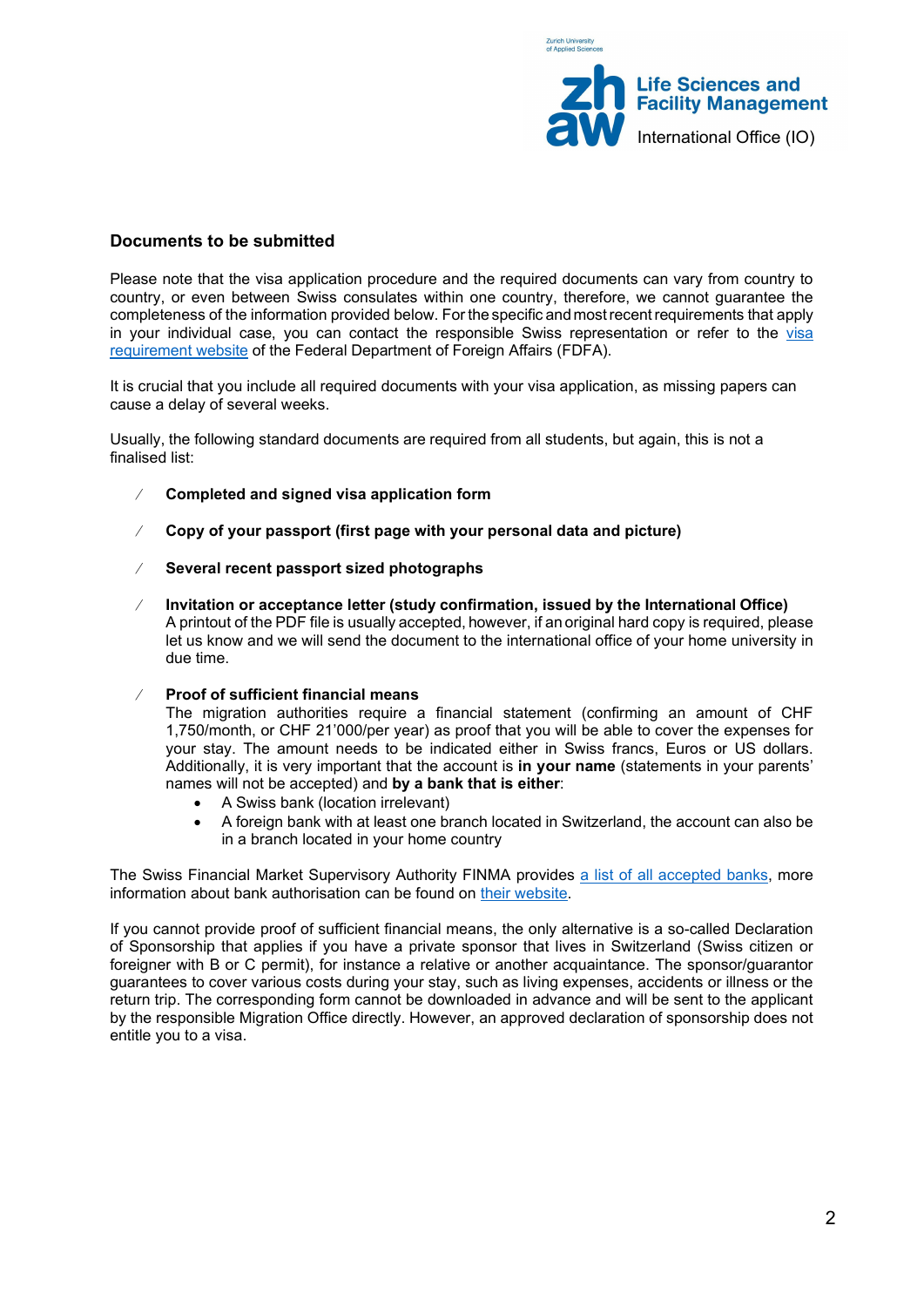## Documents to be submitted

Please note that the visa application procedure and the required documents can vary from country to country, or even between Swiss consulates within one country, therefore, we cannot guarantee the completeness of the information provided below. For the specific and most recent requirements that apply in your individual case, you can contact the responsible Swiss representation or refer to the [visa requirement website] of the Federal Department of Foreign Affairs (FDFA).

It is crucial that you include all required documents with your visa application, as missing papers can cause a delay of several weeks.

Usually, the following standard documents are required from all students, but again, this is not a finalised list:

- **Completed and signed visa application form**
- **Copy of your passport (first page with your personal data and picture)**
- **Several recent passport sized photographs**
- **Invitation or acceptance letter (study confirmation, issued by the International Office)**
  A printout of the PDF file is usually accepted, however, if an original hard copy is required, please let us know and we will send the document to the international office of your home university in due time.
- **Proof of sufficient financial means**
  The migration authorities require a financial statement (confirming an amount of CHF 1,750/month, or CHF 21'000/per year) as proof that you will be able to cover the expenses for your stay. The amount needs to be indicated either in Swiss francs, Euros or US dollars. Additionally, it is very important that the account is **in your name** (statements in your parents' names will not be accepted) and **by a bank that is either**:
  - A Swiss bank (location irrelevant)
  - A foreign bank with at least one branch located in Switzerland, the account can also be in a branch located in your home country

The Swiss Financial Market Supervisory Authority FINMA provides [a list of all accepted banks], more information about bank authorisation can be found on [their website].

If you cannot provide proof of sufficient financial means, the only alternative is a so-called Declaration of Sponsorship that applies if you have a private sponsor that lives in Switzerland (Swiss citizen or foreigner with B or C permit), for instance a relative or another acquaintance. The sponsor/guarantor guarantees to cover various costs during your stay, such as living expenses, accidents or illness or the return trip. The corresponding form cannot be downloaded in advance and will be sent to the applicant by the responsible Migration Office directly. However, an approved declaration of sponsorship does not entitle you to a visa.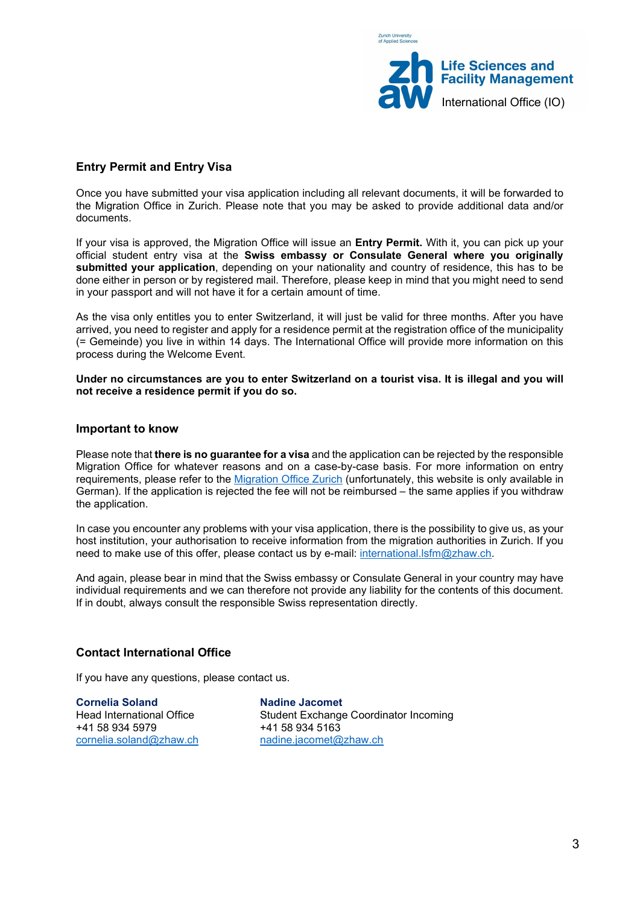## Entry Permit and Entry Visa

Once you have submitted your visa application including all relevant documents, it will be forwarded to the Migration Office in Zurich. Please note that you may be asked to provide additional data and/or documents.

If your visa is approved, the Migration Office will issue an **Entry Permit.** With it, you can pick up your official student entry visa at the **Swiss embassy or Consulate General where you originally submitted your application**, depending on your nationality and country of residence, this has to be done either in person or by registered mail. Therefore, please keep in mind that you might need to send in your passport and will not have it for a certain amount of time.

As the visa only entitles you to enter Switzerland, it will just be valid for three months. After you have arrived, you need to register and apply for a residence permit at the registration office of the municipality (= Gemeinde) you live in within 14 days. The International Office will provide more information on this process during the Welcome Event.

**Under no circumstances are you to enter Switzerland on a tourist visa. It is illegal and you will not receive a residence permit if you do so.**

## Important to know

Please note that **there is no guarantee for a visa** and the application can be rejected by the responsible Migration Office for whatever reasons and on a case-by-case basis. For more information on entry requirements, please refer to the Migration Office Zurich (unfortunately, this website is only available in German). If the application is rejected the fee will not be reimbursed – the same applies if you withdraw the application.

In case you encounter any problems with your visa application, there is the possibility to give us, as your host institution, your authorisation to receive information from the migration authorities in Zurich. If you need to make use of this offer, please contact us by e-mail: international.lsfm@zhaw.ch.

And again, please bear in mind that the Swiss embassy or Consulate General in your country may have individual requirements and we can therefore not provide any liability for the contents of this document. If in doubt, always consult the responsible Swiss representation directly.

## Contact International Office

If you have any questions, please contact us.

**Cornelia Soland**
Head International Office
+41 58 934 5979
cornelia.soland@zhaw.ch

**Nadine Jacomet**
Student Exchange Coordinator Incoming
+41 58 934 5163
nadine.jacomet@zhaw.ch